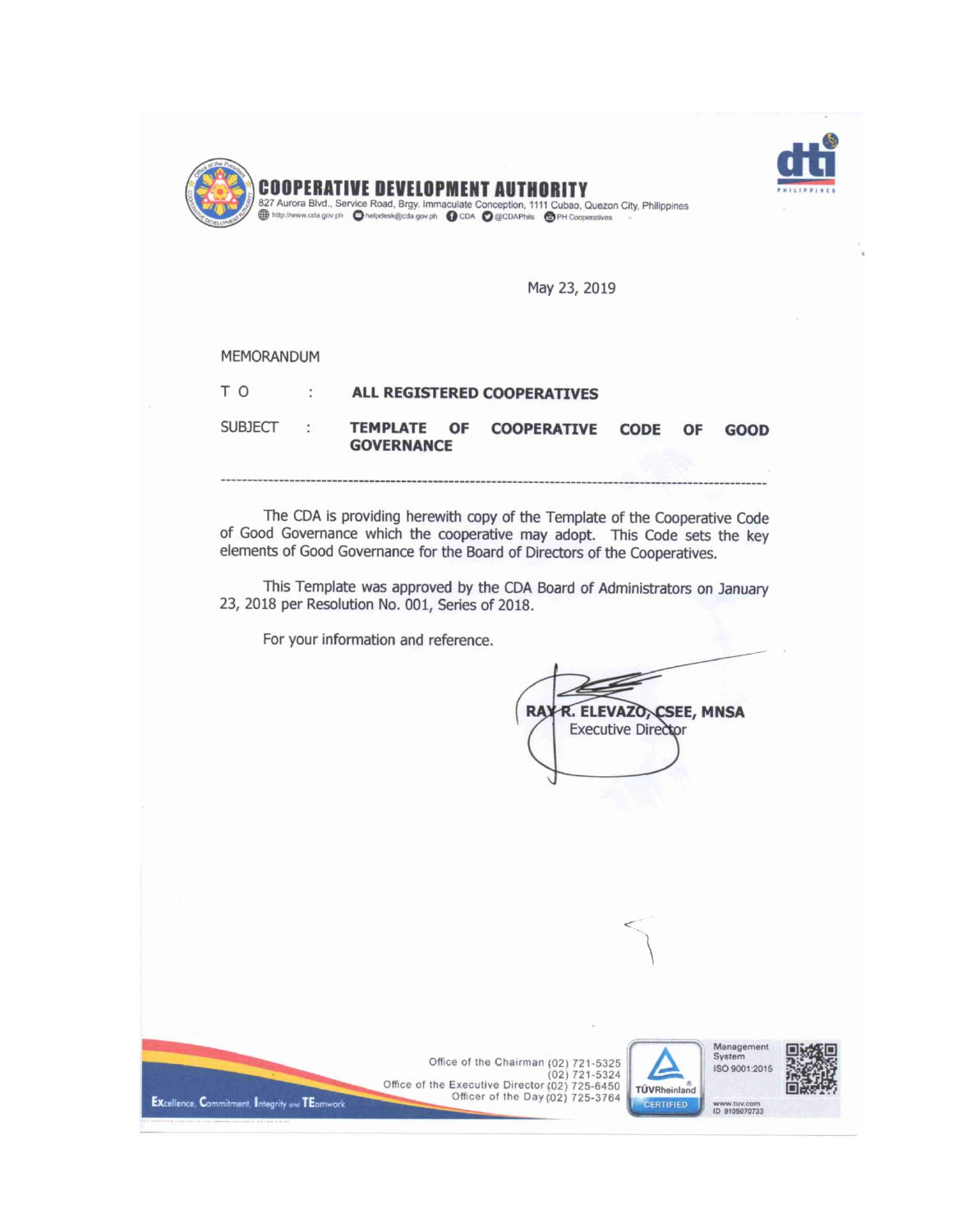# COOPERATIVE DEVELOPMENT AUTHORITY

827 Aurora Blvd., Service Road, Brgy. Immaculate Conception, 1111 Cubao, Quezon City, Philippines
http://www.cda.gov.ph helpdesk@cda.gov.ph CDA @CDAPhils PH Cooperatives

May 23, 2019

MEMORANDUM

T O : **ALL REGISTERED COOPERATIVES**

SUBJECT : **TEMPLATE OF COOPERATIVE CODE OF GOOD GOVERNANCE**

---

The CDA is providing herewith copy of the Template of the Cooperative Code of Good Governance which the cooperative may adopt. This Code sets the key elements of Good Governance for the Board of Directors of the Cooperatives.

This Template was approved by the CDA Board of Administrators on January 23, 2018 per Resolution No. 001, Series of 2018.

For your information and reference.

**RAY R. ELEVAZO, CSEE, MNSA**
Executive Director

Excellence, Commitment, Integrity and TEamwork

Office of the Chairman (02) 721-5325
(02) 721-5324
Office of the Executive Director (02) 725-6450
Officer of the Day (02) 725-3764

Management System ISO 9001:2015
www.tuv.com ID 9105070733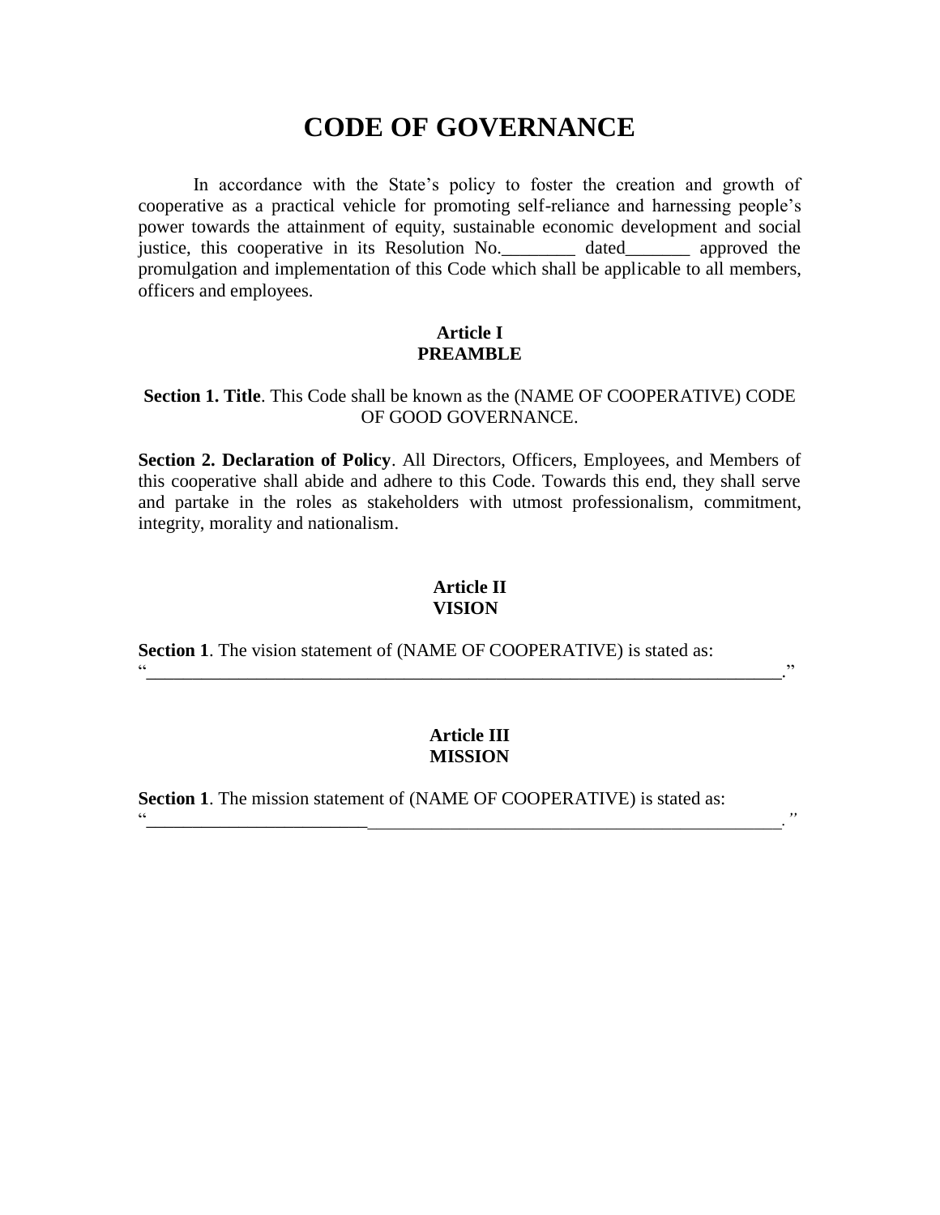# CODE OF GOVERNANCE

In accordance with the State's policy to foster the creation and growth of cooperative as a practical vehicle for promoting self-reliance and harnessing people's power towards the attainment of equity, sustainable economic development and social justice, this cooperative in its Resolution No.________ dated_______ approved the promulgation and implementation of this Code which shall be applicable to all members, officers and employees.

## Article I
## PREAMBLE

**Section 1. Title**. This Code shall be known as the (NAME OF COOPERATIVE) CODE OF GOOD GOVERNANCE.

**Section 2. Declaration of Policy**. All Directors, Officers, Employees, and Members of this cooperative shall abide and adhere to this Code. Towards this end, they shall serve and partake in the roles as stakeholders with utmost professionalism, commitment, integrity, morality and nationalism.

## Article II
## VISION

**Section 1**. The vision statement of (NAME OF COOPERATIVE) is stated as:
"________________________________________________________________________."

## Article III
## MISSION

**Section 1**. The mission statement of (NAME OF COOPERATIVE) is stated as:
"________________________________________________________________________."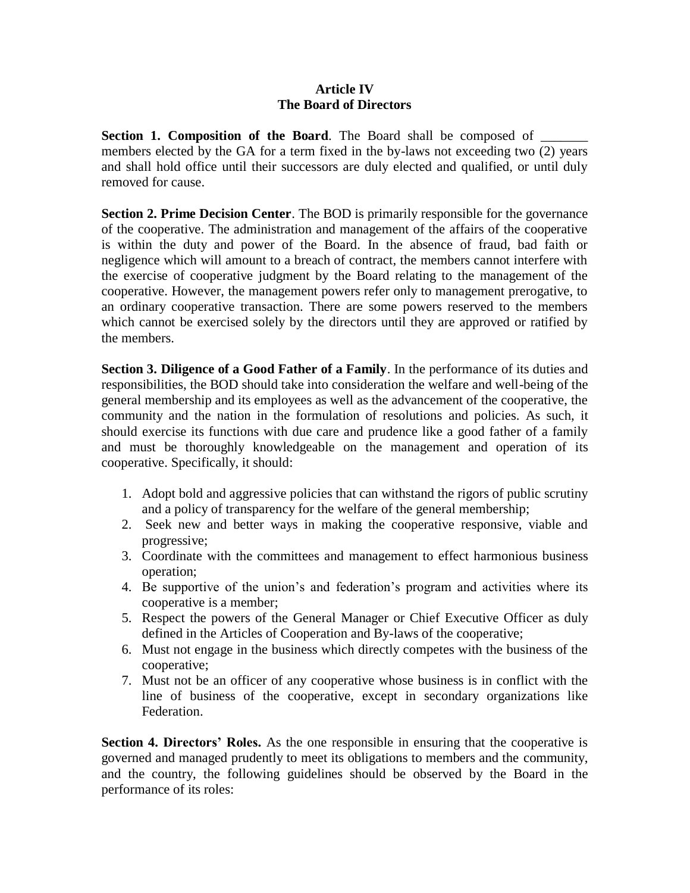## Article IV
## The Board of Directors

**Section 1. Composition of the Board**. The Board shall be composed of _______ members elected by the GA for a term fixed in the by-laws not exceeding two (2) years and shall hold office until their successors are duly elected and qualified, or until duly removed for cause.

**Section 2. Prime Decision Center**. The BOD is primarily responsible for the governance of the cooperative. The administration and management of the affairs of the cooperative is within the duty and power of the Board. In the absence of fraud, bad faith or negligence which will amount to a breach of contract, the members cannot interfere with the exercise of cooperative judgment by the Board relating to the management of the cooperative. However, the management powers refer only to management prerogative, to an ordinary cooperative transaction. There are some powers reserved to the members which cannot be exercised solely by the directors until they are approved or ratified by the members.

**Section 3. Diligence of a Good Father of a Family**. In the performance of its duties and responsibilities, the BOD should take into consideration the welfare and well-being of the general membership and its employees as well as the advancement of the cooperative, the community and the nation in the formulation of resolutions and policies. As such, it should exercise its functions with due care and prudence like a good father of a family and must be thoroughly knowledgeable on the management and operation of its cooperative. Specifically, it should:

1. Adopt bold and aggressive policies that can withstand the rigors of public scrutiny and a policy of transparency for the welfare of the general membership;
2. Seek new and better ways in making the cooperative responsive, viable and progressive;
3. Coordinate with the committees and management to effect harmonious business operation;
4. Be supportive of the union's and federation's program and activities where its cooperative is a member;
5. Respect the powers of the General Manager or Chief Executive Officer as duly defined in the Articles of Cooperation and By-laws of the cooperative;
6. Must not engage in the business which directly competes with the business of the cooperative;
7. Must not be an officer of any cooperative whose business is in conflict with the line of business of the cooperative, except in secondary organizations like Federation.

**Section 4. Directors' Roles.** As the one responsible in ensuring that the cooperative is governed and managed prudently to meet its obligations to members and the community, and the country, the following guidelines should be observed by the Board in the performance of its roles: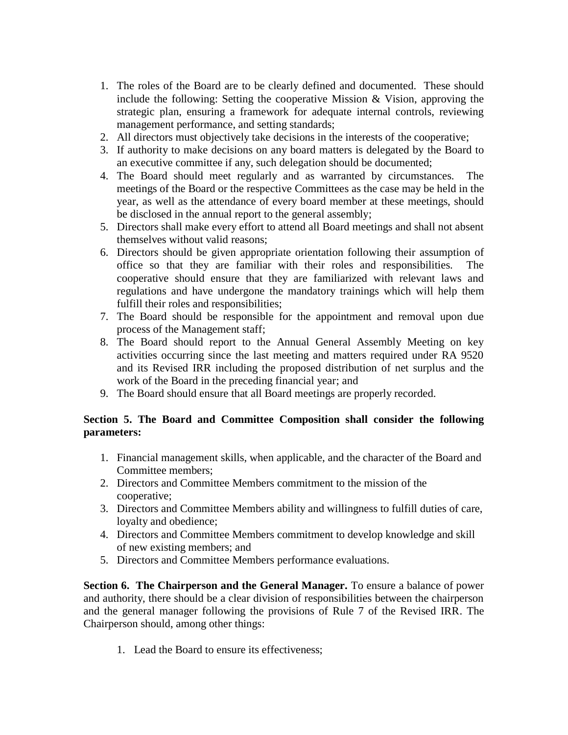1. The roles of the Board are to be clearly defined and documented. These should include the following: Setting the cooperative Mission & Vision, approving the strategic plan, ensuring a framework for adequate internal controls, reviewing management performance, and setting standards;
2. All directors must objectively take decisions in the interests of the cooperative;
3. If authority to make decisions on any board matters is delegated by the Board to an executive committee if any, such delegation should be documented;
4. The Board should meet regularly and as warranted by circumstances. The meetings of the Board or the respective Committees as the case may be held in the year, as well as the attendance of every board member at these meetings, should be disclosed in the annual report to the general assembly;
5. Directors shall make every effort to attend all Board meetings and shall not absent themselves without valid reasons;
6. Directors should be given appropriate orientation following their assumption of office so that they are familiar with their roles and responsibilities. The cooperative should ensure that they are familiarized with relevant laws and regulations and have undergone the mandatory trainings which will help them fulfill their roles and responsibilities;
7. The Board should be responsible for the appointment and removal upon due process of the Management staff;
8. The Board should report to the Annual General Assembly Meeting on key activities occurring since the last meeting and matters required under RA 9520 and its Revised IRR including the proposed distribution of net surplus and the work of the Board in the preceding financial year; and
9. The Board should ensure that all Board meetings are properly recorded.

**Section 5. The Board and Committee Composition shall consider the following parameters:**

1. Financial management skills, when applicable, and the character of the Board and Committee members;
2. Directors and Committee Members commitment to the mission of the cooperative;
3. Directors and Committee Members ability and willingness to fulfill duties of care, loyalty and obedience;
4. Directors and Committee Members commitment to develop knowledge and skill of new existing members; and
5. Directors and Committee Members performance evaluations.

**Section 6. The Chairperson and the General Manager.** To ensure a balance of power and authority, there should be a clear division of responsibilities between the chairperson and the general manager following the provisions of Rule 7 of the Revised IRR. The Chairperson should, among other things:

1. Lead the Board to ensure its effectiveness;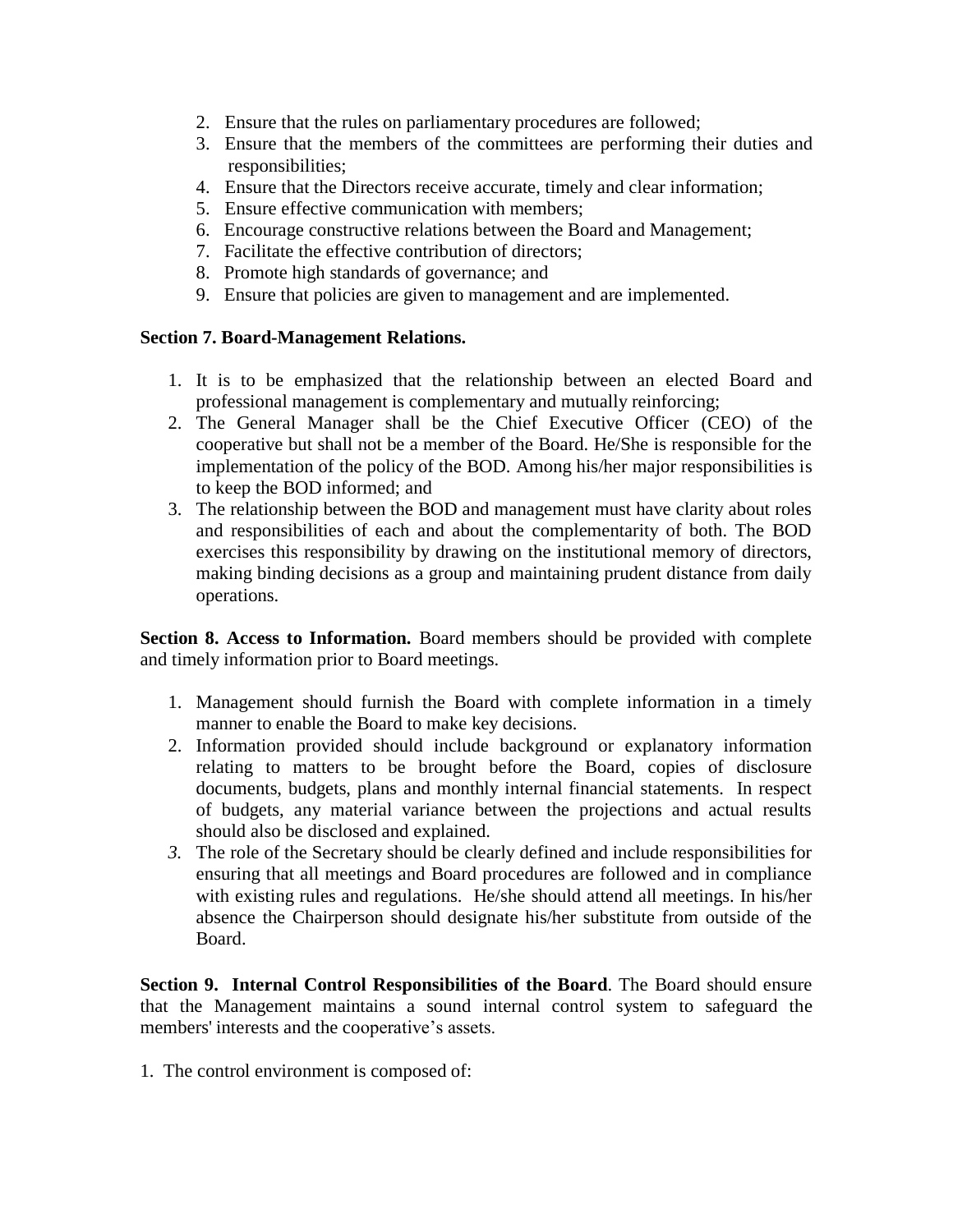2. Ensure that the rules on parliamentary procedures are followed;
3. Ensure that the members of the committees are performing their duties and responsibilities;
4. Ensure that the Directors receive accurate, timely and clear information;
5. Ensure effective communication with members;
6. Encourage constructive relations between the Board and Management;
7. Facilitate the effective contribution of directors;
8. Promote high standards of governance; and
9. Ensure that policies are given to management and are implemented.

**Section 7. Board-Management Relations.**

1. It is to be emphasized that the relationship between an elected Board and professional management is complementary and mutually reinforcing;
2. The General Manager shall be the Chief Executive Officer (CEO) of the cooperative but shall not be a member of the Board. He/She is responsible for the implementation of the policy of the BOD. Among his/her major responsibilities is to keep the BOD informed; and
3. The relationship between the BOD and management must have clarity about roles and responsibilities of each and about the complementarity of both. The BOD exercises this responsibility by drawing on the institutional memory of directors, making binding decisions as a group and maintaining prudent distance from daily operations.

**Section 8. Access to Information.** Board members should be provided with complete and timely information prior to Board meetings.

1. Management should furnish the Board with complete information in a timely manner to enable the Board to make key decisions.
2. Information provided should include background or explanatory information relating to matters to be brought before the Board, copies of disclosure documents, budgets, plans and monthly internal financial statements. In respect of budgets, any material variance between the projections and actual results should also be disclosed and explained.
3. The role of the Secretary should be clearly defined and include responsibilities for ensuring that all meetings and Board procedures are followed and in compliance with existing rules and regulations. He/she should attend all meetings. In his/her absence the Chairperson should designate his/her substitute from outside of the Board.

**Section 9. Internal Control Responsibilities of the Board**. The Board should ensure that the Management maintains a sound internal control system to safeguard the members' interests and the cooperative's assets.

1. The control environment is composed of: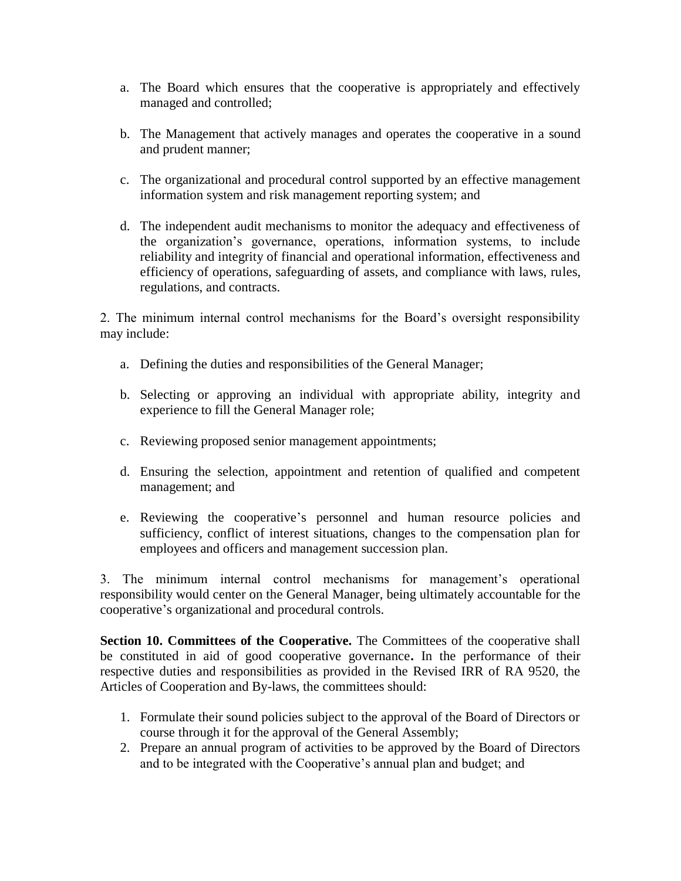a. The Board which ensures that the cooperative is appropriately and effectively managed and controlled;

b. The Management that actively manages and operates the cooperative in a sound and prudent manner;

c. The organizational and procedural control supported by an effective management information system and risk management reporting system; and

d. The independent audit mechanisms to monitor the adequacy and effectiveness of the organization's governance, operations, information systems, to include reliability and integrity of financial and operational information, effectiveness and efficiency of operations, safeguarding of assets, and compliance with laws, rules, regulations, and contracts.

2. The minimum internal control mechanisms for the Board's oversight responsibility may include:

a. Defining the duties and responsibilities of the General Manager;

b. Selecting or approving an individual with appropriate ability, integrity and experience to fill the General Manager role;

c. Reviewing proposed senior management appointments;

d. Ensuring the selection, appointment and retention of qualified and competent management; and

e. Reviewing the cooperative's personnel and human resource policies and sufficiency, conflict of interest situations, changes to the compensation plan for employees and officers and management succession plan.

3. The minimum internal control mechanisms for management's operational responsibility would center on the General Manager, being ultimately accountable for the cooperative's organizational and procedural controls.

**Section 10. Committees of the Cooperative.** The Committees of the cooperative shall be constituted in aid of good cooperative governance**.** In the performance of their respective duties and responsibilities as provided in the Revised IRR of RA 9520, the Articles of Cooperation and By-laws, the committees should:

1. Formulate their sound policies subject to the approval of the Board of Directors or course through it for the approval of the General Assembly;
2. Prepare an annual program of activities to be approved by the Board of Directors and to be integrated with the Cooperative's annual plan and budget; and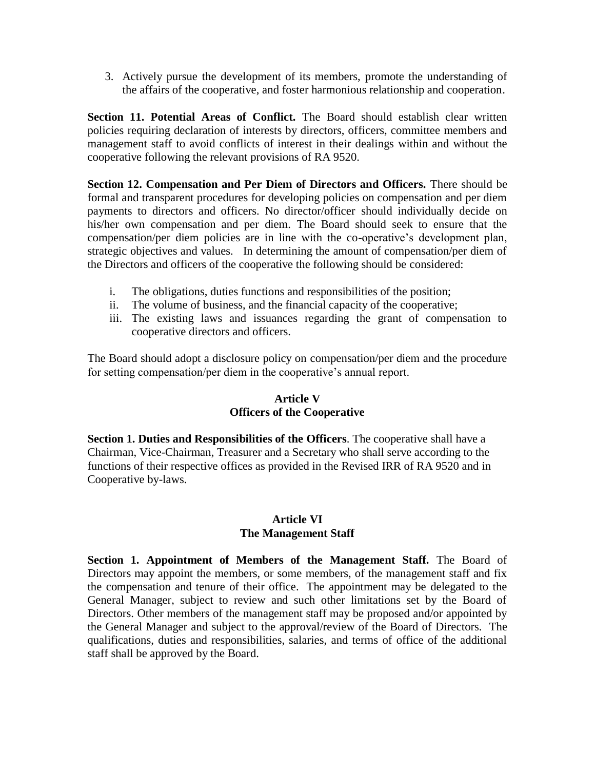3. Actively pursue the development of its members, promote the understanding of the affairs of the cooperative, and foster harmonious relationship and cooperation.

**Section 11. Potential Areas of Conflict.** The Board should establish clear written policies requiring declaration of interests by directors, officers, committee members and management staff to avoid conflicts of interest in their dealings within and without the cooperative following the relevant provisions of RA 9520.

**Section 12. Compensation and Per Diem of Directors and Officers.** There should be formal and transparent procedures for developing policies on compensation and per diem payments to directors and officers. No director/officer should individually decide on his/her own compensation and per diem. The Board should seek to ensure that the compensation/per diem policies are in line with the co-operative's development plan, strategic objectives and values. In determining the amount of compensation/per diem of the Directors and officers of the cooperative the following should be considered:

i. The obligations, duties functions and responsibilities of the position;
ii. The volume of business, and the financial capacity of the cooperative;
iii. The existing laws and issuances regarding the grant of compensation to cooperative directors and officers.

The Board should adopt a disclosure policy on compensation/per diem and the procedure for setting compensation/per diem in the cooperative's annual report.

## Article V
## Officers of the Cooperative

**Section 1. Duties and Responsibilities of the Officers**. The cooperative shall have a Chairman, Vice-Chairman, Treasurer and a Secretary who shall serve according to the functions of their respective offices as provided in the Revised IRR of RA 9520 and in Cooperative by-laws.

## Article VI
## The Management Staff

**Section 1. Appointment of Members of the Management Staff.** The Board of Directors may appoint the members, or some members, of the management staff and fix the compensation and tenure of their office. The appointment may be delegated to the General Manager, subject to review and such other limitations set by the Board of Directors. Other members of the management staff may be proposed and/or appointed by the General Manager and subject to the approval/review of the Board of Directors. The qualifications, duties and responsibilities, salaries, and terms of office of the additional staff shall be approved by the Board.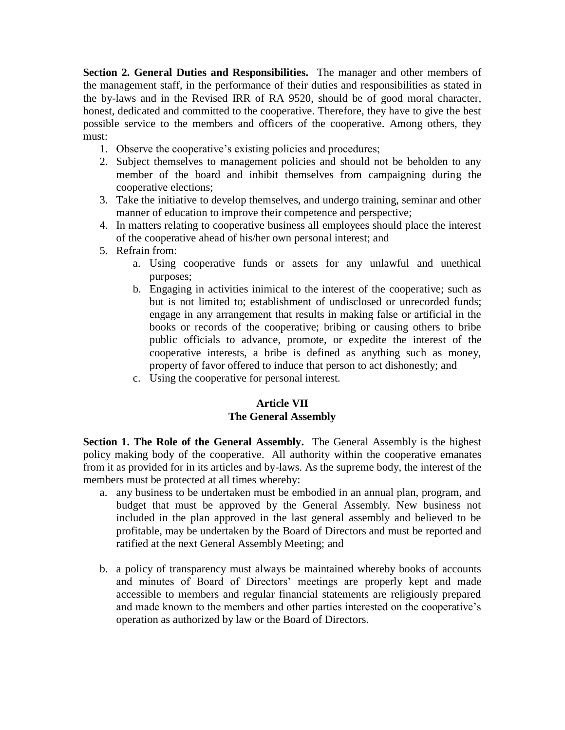**Section 2. General Duties and Responsibilities.** The manager and other members of the management staff, in the performance of their duties and responsibilities as stated in the by-laws and in the Revised IRR of RA 9520, should be of good moral character, honest, dedicated and committed to the cooperative. Therefore, they have to give the best possible service to the members and officers of the cooperative. Among others, they must:

1. Observe the cooperative's existing policies and procedures;
2. Subject themselves to management policies and should not be beholden to any member of the board and inhibit themselves from campaigning during the cooperative elections;
3. Take the initiative to develop themselves, and undergo training, seminar and other manner of education to improve their competence and perspective;
4. In matters relating to cooperative business all employees should place the interest of the cooperative ahead of his/her own personal interest; and
5. Refrain from:
    a. Using cooperative funds or assets for any unlawful and unethical purposes;
    b. Engaging in activities inimical to the interest of the cooperative; such as but is not limited to; establishment of undisclosed or unrecorded funds; engage in any arrangement that results in making false or artificial in the books or records of the cooperative; bribing or causing others to bribe public officials to advance, promote, or expedite the interest of the cooperative interests, a bribe is defined as anything such as money, property of favor offered to induce that person to act dishonestly; and
    c. Using the cooperative for personal interest.

## Article VII
## The General Assembly

**Section 1. The Role of the General Assembly.** The General Assembly is the highest policy making body of the cooperative. All authority within the cooperative emanates from it as provided for in its articles and by-laws. As the supreme body, the interest of the members must be protected at all times whereby:

a. any business to be undertaken must be embodied in an annual plan, program, and budget that must be approved by the General Assembly. New business not included in the plan approved in the last general assembly and believed to be profitable, may be undertaken by the Board of Directors and must be reported and ratified at the next General Assembly Meeting; and

b. a policy of transparency must always be maintained whereby books of accounts and minutes of Board of Directors' meetings are properly kept and made accessible to members and regular financial statements are religiously prepared and made known to the members and other parties interested on the cooperative's operation as authorized by law or the Board of Directors.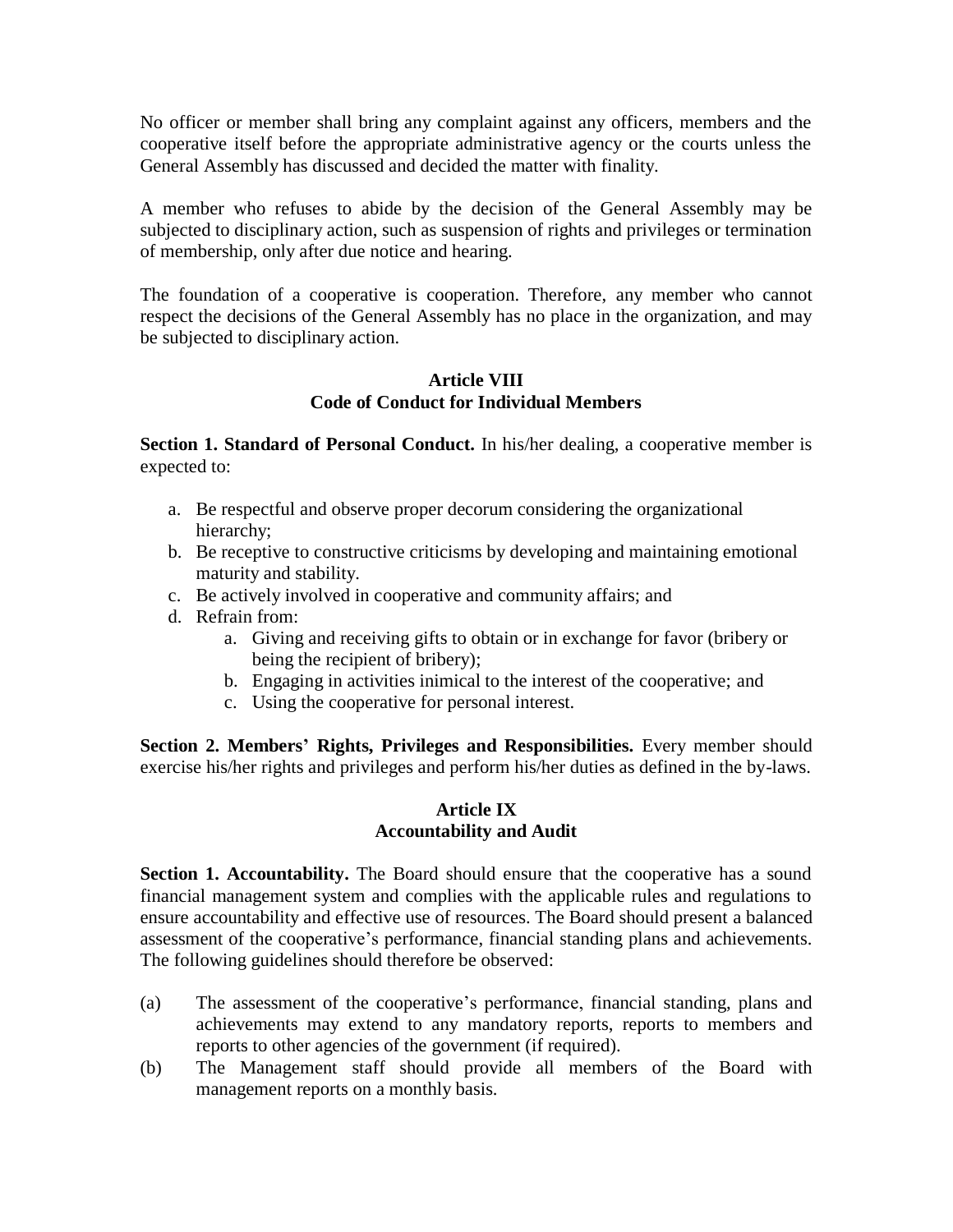No officer or member shall bring any complaint against any officers, members and the cooperative itself before the appropriate administrative agency or the courts unless the General Assembly has discussed and decided the matter with finality.

A member who refuses to abide by the decision of the General Assembly may be subjected to disciplinary action, such as suspension of rights and privileges or termination of membership, only after due notice and hearing.

The foundation of a cooperative is cooperation. Therefore, any member who cannot respect the decisions of the General Assembly has no place in the organization, and may be subjected to disciplinary action.

## Article VIII
## Code of Conduct for Individual Members

**Section 1. Standard of Personal Conduct.** In his/her dealing, a cooperative member is expected to:

a. Be respectful and observe proper decorum considering the organizational hierarchy;
b. Be receptive to constructive criticisms by developing and maintaining emotional maturity and stability.
c. Be actively involved in cooperative and community affairs; and
d. Refrain from:
    a. Giving and receiving gifts to obtain or in exchange for favor (bribery or being the recipient of bribery);
    b. Engaging in activities inimical to the interest of the cooperative; and
    c. Using the cooperative for personal interest.

**Section 2. Members' Rights, Privileges and Responsibilities.** Every member should exercise his/her rights and privileges and perform his/her duties as defined in the by-laws.

## Article IX
## Accountability and Audit

**Section 1. Accountability.** The Board should ensure that the cooperative has a sound financial management system and complies with the applicable rules and regulations to ensure accountability and effective use of resources. The Board should present a balanced assessment of the cooperative's performance, financial standing plans and achievements. The following guidelines should therefore be observed:

(a) The assessment of the cooperative's performance, financial standing, plans and achievements may extend to any mandatory reports, reports to members and reports to other agencies of the government (if required).

(b) The Management staff should provide all members of the Board with management reports on a monthly basis.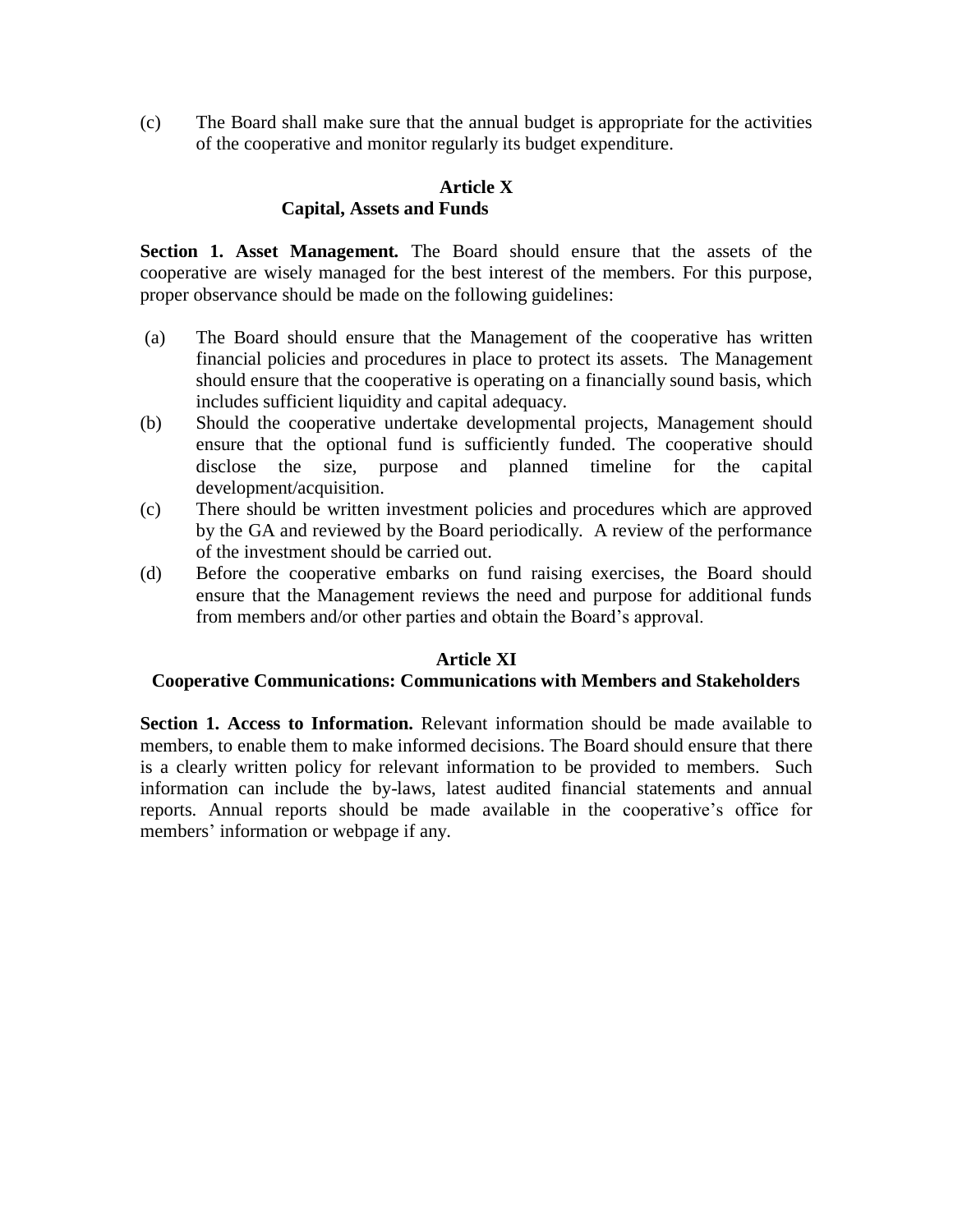(c) The Board shall make sure that the annual budget is appropriate for the activities of the cooperative and monitor regularly its budget expenditure.

## Article X
## Capital, Assets and Funds

**Section 1. Asset Management.** The Board should ensure that the assets of the cooperative are wisely managed for the best interest of the members. For this purpose, proper observance should be made on the following guidelines:

(a) The Board should ensure that the Management of the cooperative has written financial policies and procedures in place to protect its assets. The Management should ensure that the cooperative is operating on a financially sound basis, which includes sufficient liquidity and capital adequacy.

(b) Should the cooperative undertake developmental projects, Management should ensure that the optional fund is sufficiently funded. The cooperative should disclose the size, purpose and planned timeline for the capital development/acquisition.

(c) There should be written investment policies and procedures which are approved by the GA and reviewed by the Board periodically. A review of the performance of the investment should be carried out.

(d) Before the cooperative embarks on fund raising exercises, the Board should ensure that the Management reviews the need and purpose for additional funds from members and/or other parties and obtain the Board's approval.

## Article XI
## Cooperative Communications: Communications with Members and Stakeholders

**Section 1. Access to Information.** Relevant information should be made available to members, to enable them to make informed decisions. The Board should ensure that there is a clearly written policy for relevant information to be provided to members. Such information can include the by-laws, latest audited financial statements and annual reports. Annual reports should be made available in the cooperative's office for members' information or webpage if any.